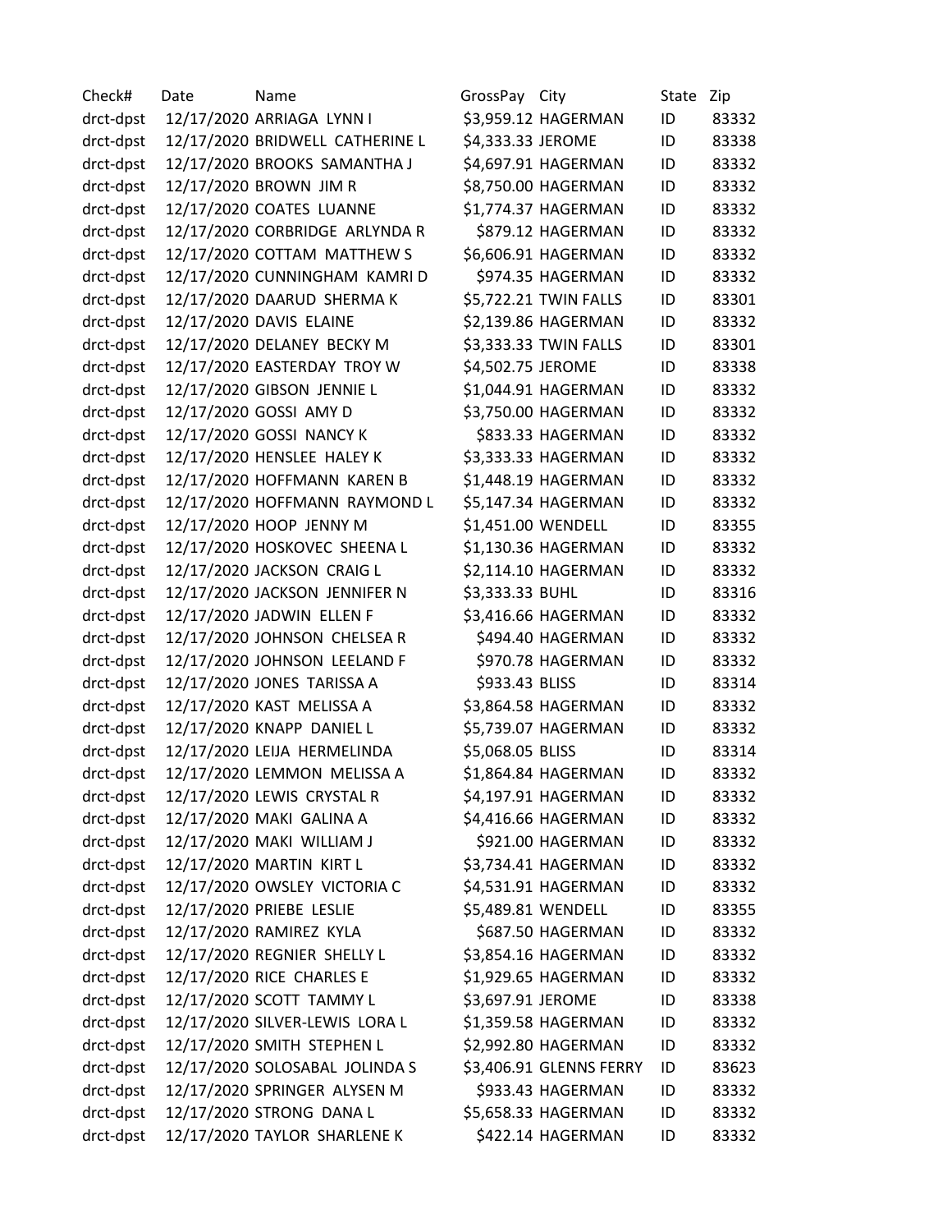| Check# | Date | Name | GrossPay | City | State | Zip |
|---|---|---|---|---|---|---|
| drct-dpst | 12/17/2020 | ARRIAGA LYNN I | $3,959.12 | HAGERMAN | ID | 83332 |
| drct-dpst | 12/17/2020 | BRIDWELL CATHERINE L | $4,333.33 | JEROME | ID | 83338 |
| drct-dpst | 12/17/2020 | BROOKS SAMANTHA J | $4,697.91 | HAGERMAN | ID | 83332 |
| drct-dpst | 12/17/2020 | BROWN JIM R | $8,750.00 | HAGERMAN | ID | 83332 |
| drct-dpst | 12/17/2020 | COATES LUANNE | $1,774.37 | HAGERMAN | ID | 83332 |
| drct-dpst | 12/17/2020 | CORBRIDGE ARLYNDA R | $879.12 | HAGERMAN | ID | 83332 |
| drct-dpst | 12/17/2020 | COTTAM MATTHEW S | $6,606.91 | HAGERMAN | ID | 83332 |
| drct-dpst | 12/17/2020 | CUNNINGHAM KAMRI D | $974.35 | HAGERMAN | ID | 83332 |
| drct-dpst | 12/17/2020 | DAARUD SHERMA K | $5,722.21 | TWIN FALLS | ID | 83301 |
| drct-dpst | 12/17/2020 | DAVIS ELAINE | $2,139.86 | HAGERMAN | ID | 83332 |
| drct-dpst | 12/17/2020 | DELANEY BECKY M | $3,333.33 | TWIN FALLS | ID | 83301 |
| drct-dpst | 12/17/2020 | EASTERDAY TROY W | $4,502.75 | JEROME | ID | 83338 |
| drct-dpst | 12/17/2020 | GIBSON JENNIE L | $1,044.91 | HAGERMAN | ID | 83332 |
| drct-dpst | 12/17/2020 | GOSSI AMY D | $3,750.00 | HAGERMAN | ID | 83332 |
| drct-dpst | 12/17/2020 | GOSSI NANCY K | $833.33 | HAGERMAN | ID | 83332 |
| drct-dpst | 12/17/2020 | HENSLEE HALEY K | $3,333.33 | HAGERMAN | ID | 83332 |
| drct-dpst | 12/17/2020 | HOFFMANN KAREN B | $1,448.19 | HAGERMAN | ID | 83332 |
| drct-dpst | 12/17/2020 | HOFFMANN RAYMOND L | $5,147.34 | HAGERMAN | ID | 83332 |
| drct-dpst | 12/17/2020 | HOOP JENNY M | $1,451.00 | WENDELL | ID | 83355 |
| drct-dpst | 12/17/2020 | HOSKOVEC SHEENA L | $1,130.36 | HAGERMAN | ID | 83332 |
| drct-dpst | 12/17/2020 | JACKSON CRAIG L | $2,114.10 | HAGERMAN | ID | 83332 |
| drct-dpst | 12/17/2020 | JACKSON JENNIFER N | $3,333.33 | BUHL | ID | 83316 |
| drct-dpst | 12/17/2020 | JADWIN ELLEN F | $3,416.66 | HAGERMAN | ID | 83332 |
| drct-dpst | 12/17/2020 | JOHNSON CHELSEA R | $494.40 | HAGERMAN | ID | 83332 |
| drct-dpst | 12/17/2020 | JOHNSON LEELAND F | $970.78 | HAGERMAN | ID | 83332 |
| drct-dpst | 12/17/2020 | JONES TARISSA A | $933.43 | BLISS | ID | 83314 |
| drct-dpst | 12/17/2020 | KAST MELISSA A | $3,864.58 | HAGERMAN | ID | 83332 |
| drct-dpst | 12/17/2020 | KNAPP DANIEL L | $5,739.07 | HAGERMAN | ID | 83332 |
| drct-dpst | 12/17/2020 | LEIJA HERMELINDA | $5,068.05 | BLISS | ID | 83314 |
| drct-dpst | 12/17/2020 | LEMMON MELISSA A | $1,864.84 | HAGERMAN | ID | 83332 |
| drct-dpst | 12/17/2020 | LEWIS CRYSTAL R | $4,197.91 | HAGERMAN | ID | 83332 |
| drct-dpst | 12/17/2020 | MAKI GALINA A | $4,416.66 | HAGERMAN | ID | 83332 |
| drct-dpst | 12/17/2020 | MAKI WILLIAM J | $921.00 | HAGERMAN | ID | 83332 |
| drct-dpst | 12/17/2020 | MARTIN KIRT L | $3,734.41 | HAGERMAN | ID | 83332 |
| drct-dpst | 12/17/2020 | OWSLEY VICTORIA C | $4,531.91 | HAGERMAN | ID | 83332 |
| drct-dpst | 12/17/2020 | PRIEBE LESLIE | $5,489.81 | WENDELL | ID | 83355 |
| drct-dpst | 12/17/2020 | RAMIREZ KYLA | $687.50 | HAGERMAN | ID | 83332 |
| drct-dpst | 12/17/2020 | REGNIER SHELLY L | $3,854.16 | HAGERMAN | ID | 83332 |
| drct-dpst | 12/17/2020 | RICE CHARLES E | $1,929.65 | HAGERMAN | ID | 83332 |
| drct-dpst | 12/17/2020 | SCOTT TAMMY L | $3,697.91 | JEROME | ID | 83338 |
| drct-dpst | 12/17/2020 | SILVER-LEWIS LORA L | $1,359.58 | HAGERMAN | ID | 83332 |
| drct-dpst | 12/17/2020 | SMITH STEPHEN L | $2,992.80 | HAGERMAN | ID | 83332 |
| drct-dpst | 12/17/2020 | SOLOSABAL JOLINDA S | $3,406.91 | GLENNS FERRY | ID | 83623 |
| drct-dpst | 12/17/2020 | SPRINGER ALYSEN M | $933.43 | HAGERMAN | ID | 83332 |
| drct-dpst | 12/17/2020 | STRONG DANA L | $5,658.33 | HAGERMAN | ID | 83332 |
| drct-dpst | 12/17/2020 | TAYLOR SHARLENE K | $422.14 | HAGERMAN | ID | 83332 |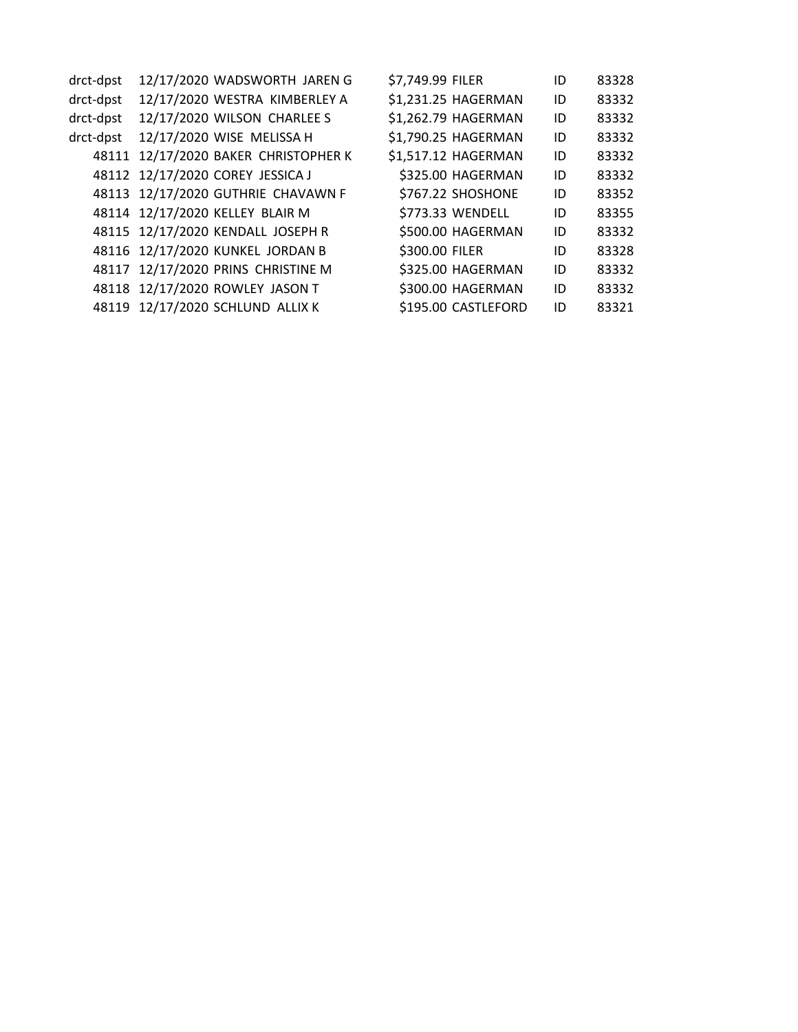| | | | | | | |
|---|---|---|---|---|---|---|
| drct-dpst | 12/17/2020 | WADSWORTH JAREN G | $7,749.99 | FILER | ID | 83328 |
| drct-dpst | 12/17/2020 | WESTRA KIMBERLEY A | $1,231.25 | HAGERMAN | ID | 83332 |
| drct-dpst | 12/17/2020 | WILSON CHARLEE S | $1,262.79 | HAGERMAN | ID | 83332 |
| drct-dpst | 12/17/2020 | WISE MELISSA H | $1,790.25 | HAGERMAN | ID | 83332 |
| 48111 | 12/17/2020 | BAKER CHRISTOPHER K | $1,517.12 | HAGERMAN | ID | 83332 |
| 48112 | 12/17/2020 | COREY JESSICA J | $325.00 | HAGERMAN | ID | 83332 |
| 48113 | 12/17/2020 | GUTHRIE CHAVAWN F | $767.22 | SHOSHONE | ID | 83352 |
| 48114 | 12/17/2020 | KELLEY BLAIR M | $773.33 | WENDELL | ID | 83355 |
| 48115 | 12/17/2020 | KENDALL JOSEPH R | $500.00 | HAGERMAN | ID | 83332 |
| 48116 | 12/17/2020 | KUNKEL JORDAN B | $300.00 | FILER | ID | 83328 |
| 48117 | 12/17/2020 | PRINS CHRISTINE M | $325.00 | HAGERMAN | ID | 83332 |
| 48118 | 12/17/2020 | ROWLEY JASON T | $300.00 | HAGERMAN | ID | 83332 |
| 48119 | 12/17/2020 | SCHLUND ALLIX K | $195.00 | CASTLEFORD | ID | 83321 |